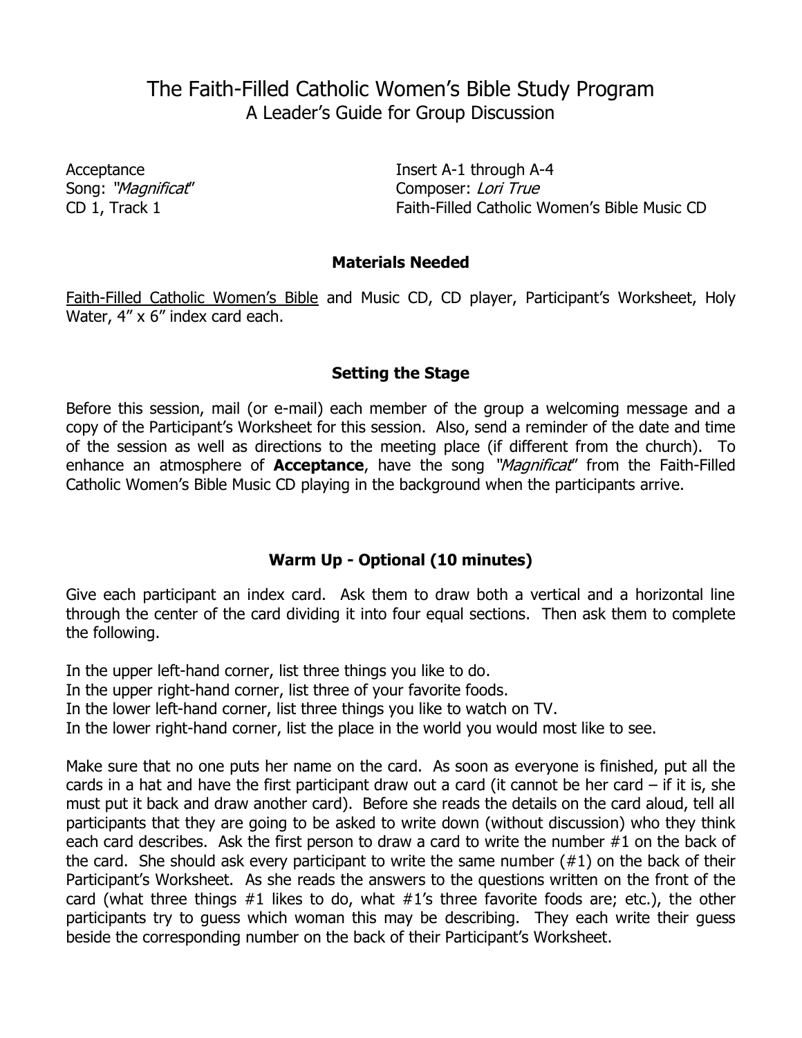# The Faith-Filled Catholic Women's Bible Study Program

## A Leader's Guide for Group Discussion

Acceptance
Song: *"Magnificat"*
CD 1, Track 1

Insert A-1 through A-4
Composer: *Lori True*
Faith-Filled Catholic Women's Bible Music CD

### Materials Needed

Faith-Filled Catholic Women's Bible and Music CD, CD player, Participant's Worksheet, Holy Water, 4" x 6" index card each.

### Setting the Stage

Before this session, mail (or e-mail) each member of the group a welcoming message and a copy of the Participant's Worksheet for this session. Also, send a reminder of the date and time of the session as well as directions to the meeting place (if different from the church). To enhance an atmosphere of **Acceptance**, have the song *"Magnificat"* from the Faith-Filled Catholic Women's Bible Music CD playing in the background when the participants arrive.

### Warm Up - Optional (10 minutes)

Give each participant an index card. Ask them to draw both a vertical and a horizontal line through the center of the card dividing it into four equal sections. Then ask them to complete the following.

In the upper left-hand corner, list three things you like to do.
In the upper right-hand corner, list three of your favorite foods.
In the lower left-hand corner, list three things you like to watch on TV.
In the lower right-hand corner, list the place in the world you would most like to see.

Make sure that no one puts her name on the card. As soon as everyone is finished, put all the cards in a hat and have the first participant draw out a card (it cannot be her card – if it is, she must put it back and draw another card). Before she reads the details on the card aloud, tell all participants that they are going to be asked to write down (without discussion) who they think each card describes. Ask the first person to draw a card to write the number #1 on the back of the card. She should ask every participant to write the same number (#1) on the back of their Participant's Worksheet. As she reads the answers to the questions written on the front of the card (what three things #1 likes to do, what #1's three favorite foods are; etc.), the other participants try to guess which woman this may be describing. They each write their guess beside the corresponding number on the back of their Participant's Worksheet.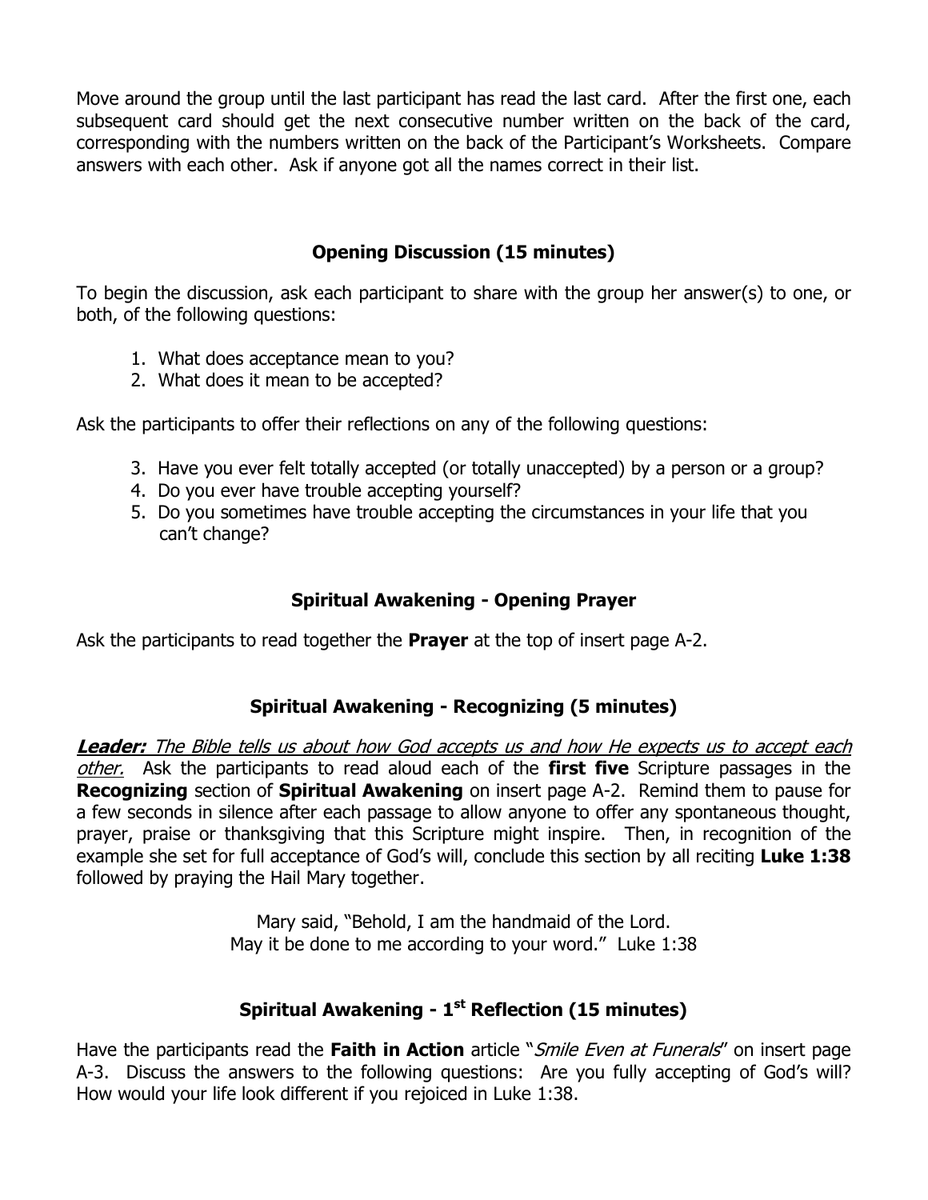Move around the group until the last participant has read the last card. After the first one, each subsequent card should get the next consecutive number written on the back of the card, corresponding with the numbers written on the back of the Participant's Worksheets. Compare answers with each other. Ask if anyone got all the names correct in their list.

## Opening Discussion (15 minutes)

To begin the discussion, ask each participant to share with the group her answer(s) to one, or both, of the following questions:

1. What does acceptance mean to you?
2. What does it mean to be accepted?

Ask the participants to offer their reflections on any of the following questions:

3. Have you ever felt totally accepted (or totally unaccepted) by a person or a group?
4. Do you ever have trouble accepting yourself?
5. Do you sometimes have trouble accepting the circumstances in your life that you can't change?

## Spiritual Awakening - Opening Prayer

Ask the participants to read together the **Prayer** at the top of insert page A-2.

## Spiritual Awakening - Recognizing (5 minutes)

***Leader:*** *The Bible tells us about how God accepts us and how He expects us to accept each other.* Ask the participants to read aloud each of the **first five** Scripture passages in the **Recognizing** section of **Spiritual Awakening** on insert page A-2. Remind them to pause for a few seconds in silence after each passage to allow anyone to offer any spontaneous thought, prayer, praise or thanksgiving that this Scripture might inspire. Then, in recognition of the example she set for full acceptance of God's will, conclude this section by all reciting **Luke 1:38** followed by praying the Hail Mary together.

Mary said, "Behold, I am the handmaid of the Lord.
May it be done to me according to your word." Luke 1:38

## Spiritual Awakening - 1st Reflection (15 minutes)

Have the participants read the **Faith in Action** article "*Smile Even at Funerals*" on insert page A-3. Discuss the answers to the following questions: Are you fully accepting of God's will? How would your life look different if you rejoiced in Luke 1:38.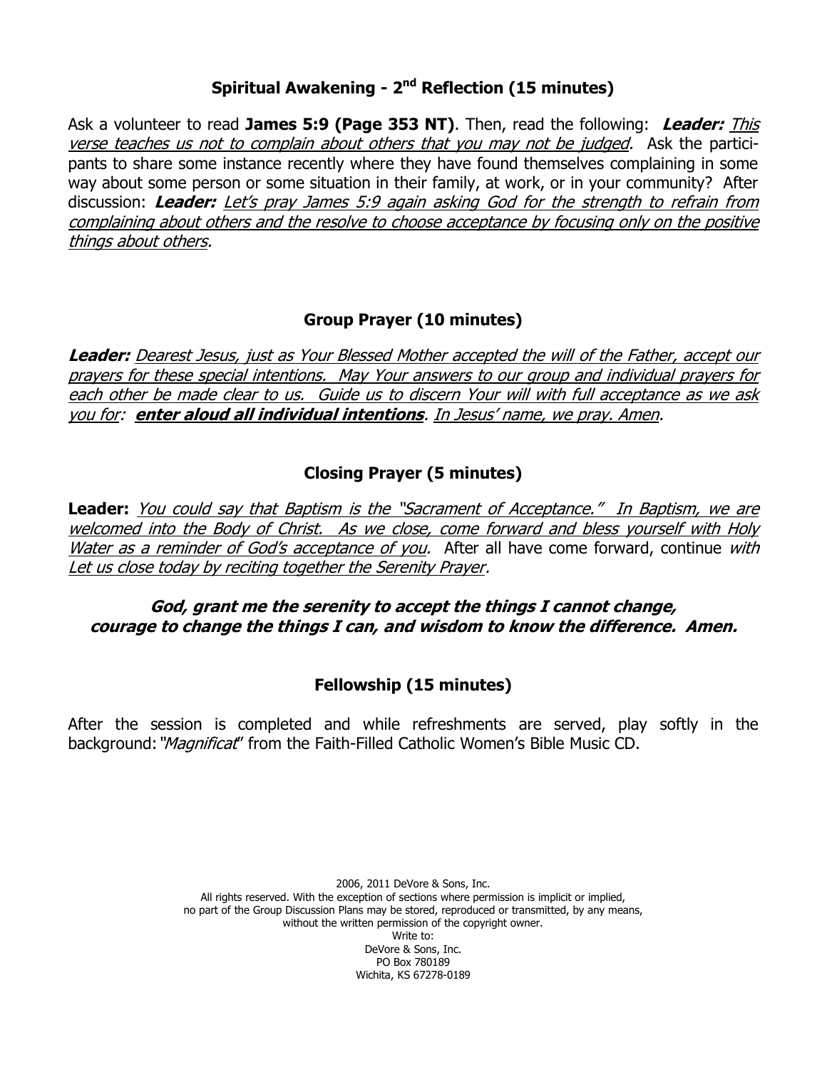## Spiritual Awakening - 2nd Reflection (15 minutes)

Ask a volunteer to read **James 5:9 (Page 353 NT)**. Then, read the following: ***Leader:*** *This verse teaches us not to complain about others that you may not be judged.* Ask the participants to share some instance recently where they have found themselves complaining in some way about some person or some situation in their family, at work, or in your community? After discussion: ***Leader:*** *Let's pray James 5:9 again asking God for the strength to refrain from complaining about others and the resolve to choose acceptance by focusing only on the positive things about others.*

## Group Prayer (10 minutes)

***Leader:*** *Dearest Jesus, just as Your Blessed Mother accepted the will of the Father, accept our prayers for these special intentions. May Your answers to our group and individual prayers for each other be made clear to us. Guide us to discern Your will with full acceptance as we ask you for:* ***enter aloud all individual intentions****. In Jesus' name, we pray. Amen.*

## Closing Prayer (5 minutes)

**Leader:** *You could say that Baptism is the "Sacrament of Acceptance." In Baptism, we are welcomed into the Body of Christ. As we close, come forward and bless yourself with Holy Water as a reminder of God's acceptance of you.* After all have come forward, continue *with Let us close today by reciting together the Serenity Prayer.*

***God, grant me the serenity to accept the things I cannot change, courage to change the things I can, and wisdom to know the difference. Amen.***

## Fellowship (15 minutes)

After the session is completed and while refreshments are served, play softly in the background: "*Magnificat*" from the Faith-Filled Catholic Women's Bible Music CD.

2006, 2011 DeVore & Sons, Inc.
All rights reserved. With the exception of sections where permission is implicit or implied, no part of the Group Discussion Plans may be stored, reproduced or transmitted, by any means, without the written permission of the copyright owner.
Write to:
DeVore & Sons, Inc.
PO Box 780189
Wichita, KS 67278-0189